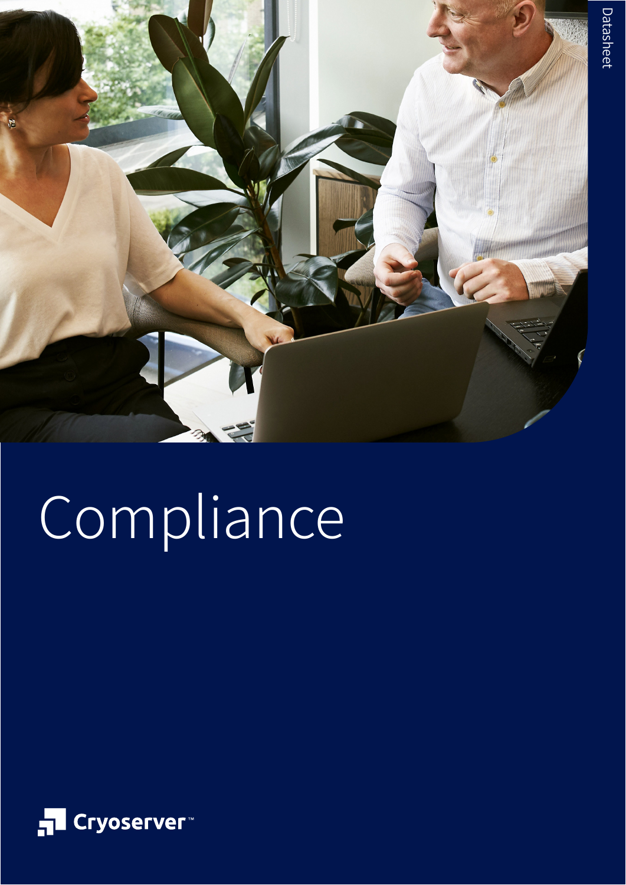Datasheet

# Compliance

Cryoserver™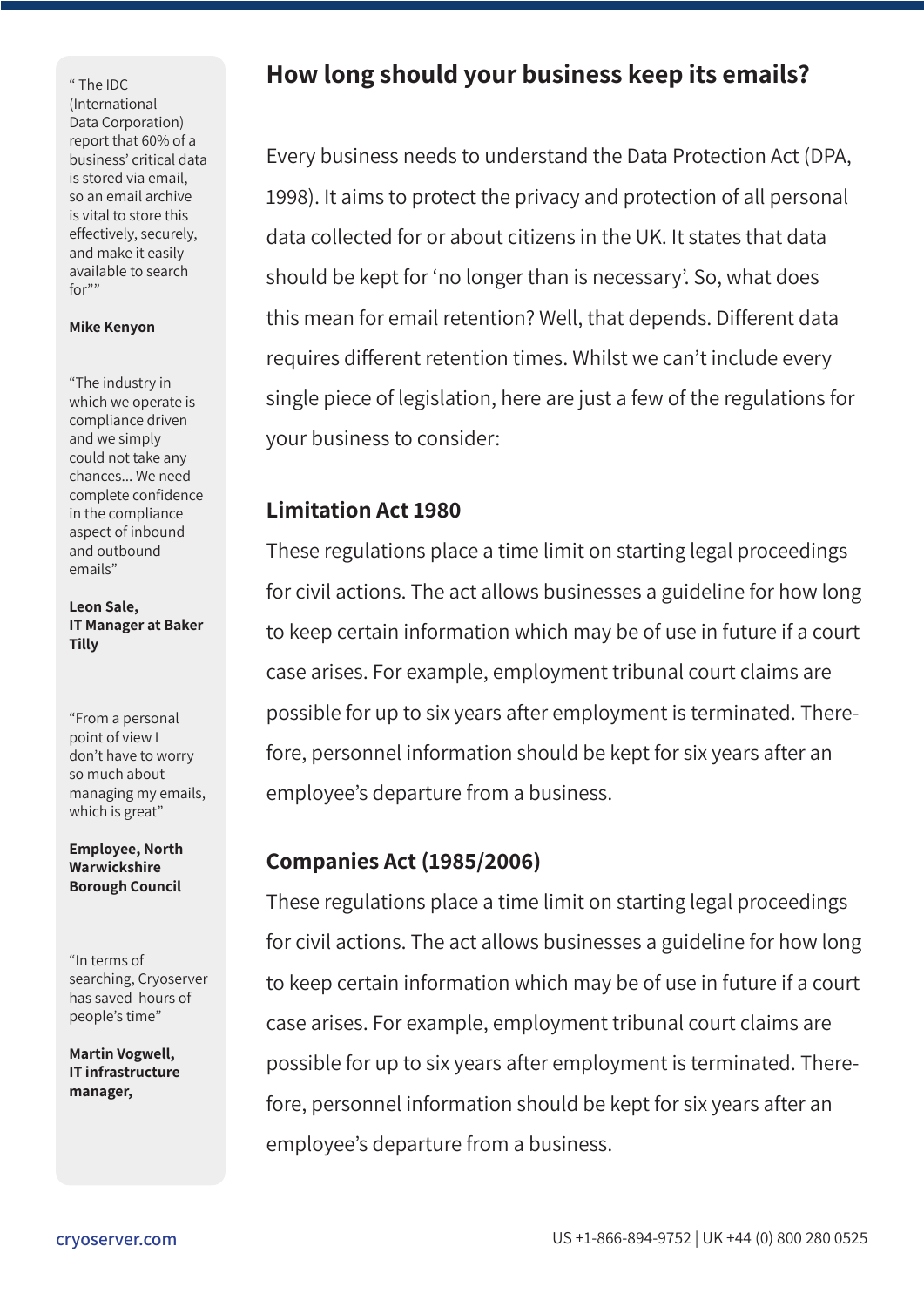## How long should your business keep its emails?

Every business needs to understand the Data Protection Act (DPA, 1998). It aims to protect the privacy and protection of all personal data collected for or about citizens in the UK. It states that data should be kept for 'no longer than is necessary'. So, what does this mean for email retention? Well, that depends. Different data requires different retention times. Whilst we can't include every single piece of legislation, here are just a few of the regulations for your business to consider:

### Limitation Act 1980

These regulations place a time limit on starting legal proceedings for civil actions. The act allows businesses a guideline for how long to keep certain information which may be of use in future if a court case arises. For example, employment tribunal court claims are possible for up to six years after employment is terminated. Therefore, personnel information should be kept for six years after an employee's departure from a business.

### Companies Act (1985/2006)

These regulations place a time limit on starting legal proceedings for civil actions. The act allows businesses a guideline for how long to keep certain information which may be of use in future if a court case arises. For example, employment tribunal court claims are possible for up to six years after employment is terminated. Therefore, personnel information should be kept for six years after an employee's departure from a business.

---

" The IDC (International Data Corporation) report that 60% of a business' critical data is stored via email, so an email archive is vital to store this effectively, securely, and make it easily available to search for""

**Mike Kenyon**

"The industry in which we operate is compliance driven and we simply could not take any chances... We need complete confidence in the compliance aspect of inbound and outbound emails"

**Leon Sale, IT Manager at Baker Tilly**

"From a personal point of view I don't have to worry so much about managing my emails, which is great"

**Employee, North Warwickshire Borough Council**

"In terms of searching, Cryoserver has saved hours of people's time"

**Martin Vogwell, IT infrastructure manager,**

cryoserver.com

US +1-866-894-9752 | UK +44 (0) 800 280 0525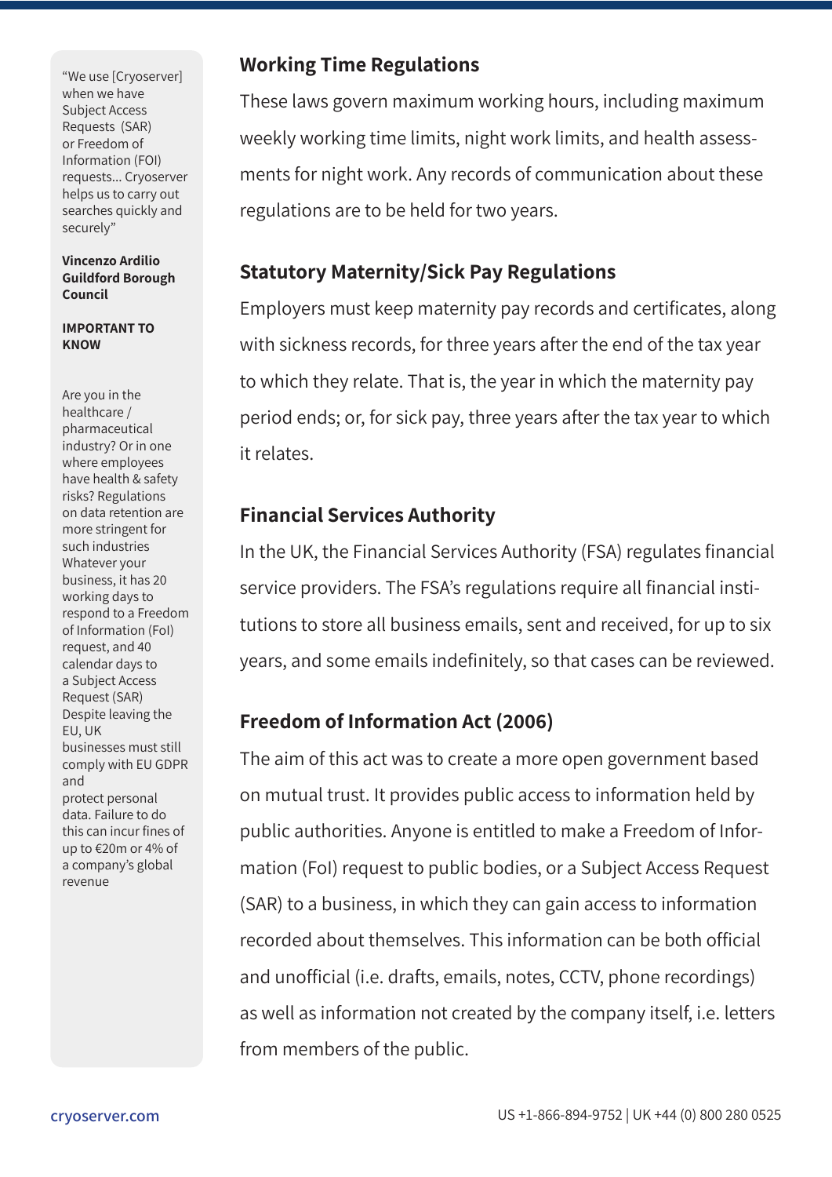“We use [Cryoserver] when we have Subject Access Requests (SAR) or Freedom of Information (FOI) requests... Cryoserver helps us to carry out searches quickly and securely”

**Vincenzo Ardilio**
**Guildford Borough Council**

**IMPORTANT TO KNOW**

Are you in the healthcare / pharmaceutical industry? Or in one where employees have health & safety risks? Regulations on data retention are more stringent for such industries

Whatever your business, it has 20 working days to respond to a Freedom of Information (FoI) request, and 40 calendar days to a Subject Access Request (SAR)

Despite leaving the EU, UK businesses must still comply with EU GDPR and protect personal data. Failure to do this can incur fines of up to €20m or 4% of a company’s global revenue

### Working Time Regulations

These laws govern maximum working hours, including maximum weekly working time limits, night work limits, and health assessments for night work. Any records of communication about these regulations are to be held for two years.

### Statutory Maternity/Sick Pay Regulations

Employers must keep maternity pay records and certificates, along with sickness records, for three years after the end of the tax year to which they relate. That is, the year in which the maternity pay period ends; or, for sick pay, three years after the tax year to which it relates.

### Financial Services Authority

In the UK, the Financial Services Authority (FSA) regulates financial service providers. The FSA’s regulations require all financial institutions to store all business emails, sent and received, for up to six years, and some emails indefinitely, so that cases can be reviewed.

### Freedom of Information Act (2006)

The aim of this act was to create a more open government based on mutual trust. It provides public access to information held by public authorities. Anyone is entitled to make a Freedom of Information (FoI) request to public bodies, or a Subject Access Request (SAR) to a business, in which they can gain access to information recorded about themselves. This information can be both official and unofficial (i.e. drafts, emails, notes, CCTV, phone recordings) as well as information not created by the company itself, i.e. letters from members of the public.

cryoserver.com

US +1-866-894-9752 | UK +44 (0) 800 280 0525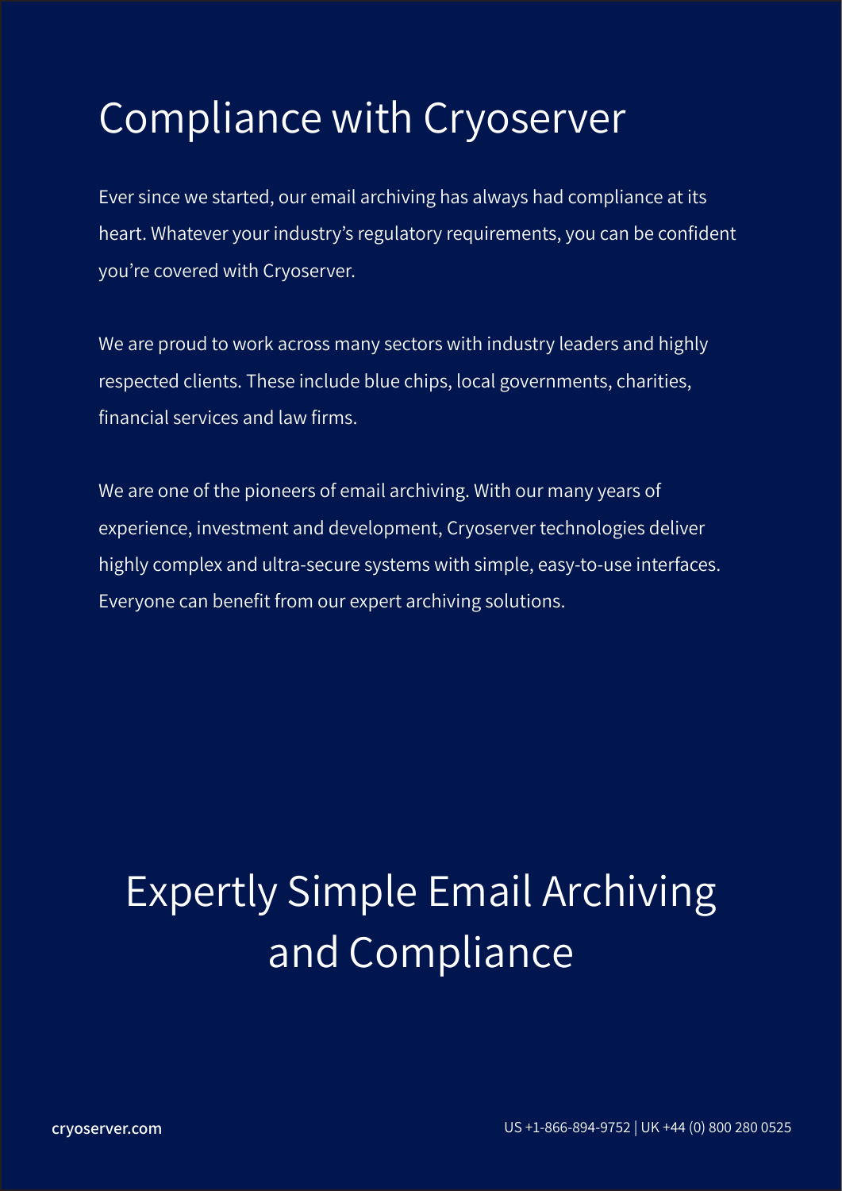# Compliance with Cryoserver

Ever since we started, our email archiving has always had compliance at its heart. Whatever your industry's regulatory requirements, you can be confident you're covered with Cryoserver.

We are proud to work across many sectors with industry leaders and highly respected clients. These include blue chips, local governments, charities, financial services and law firms.

We are one of the pioneers of email archiving. With our many years of experience, investment and development, Cryoserver technologies deliver highly complex and ultra-secure systems with simple, easy-to-use interfaces. Everyone can benefit from our expert archiving solutions.

# Expertly Simple Email Archiving and Compliance

**cryoserver.com**

US +1-866-894-9752 | UK +44 (0) 800 280 0525